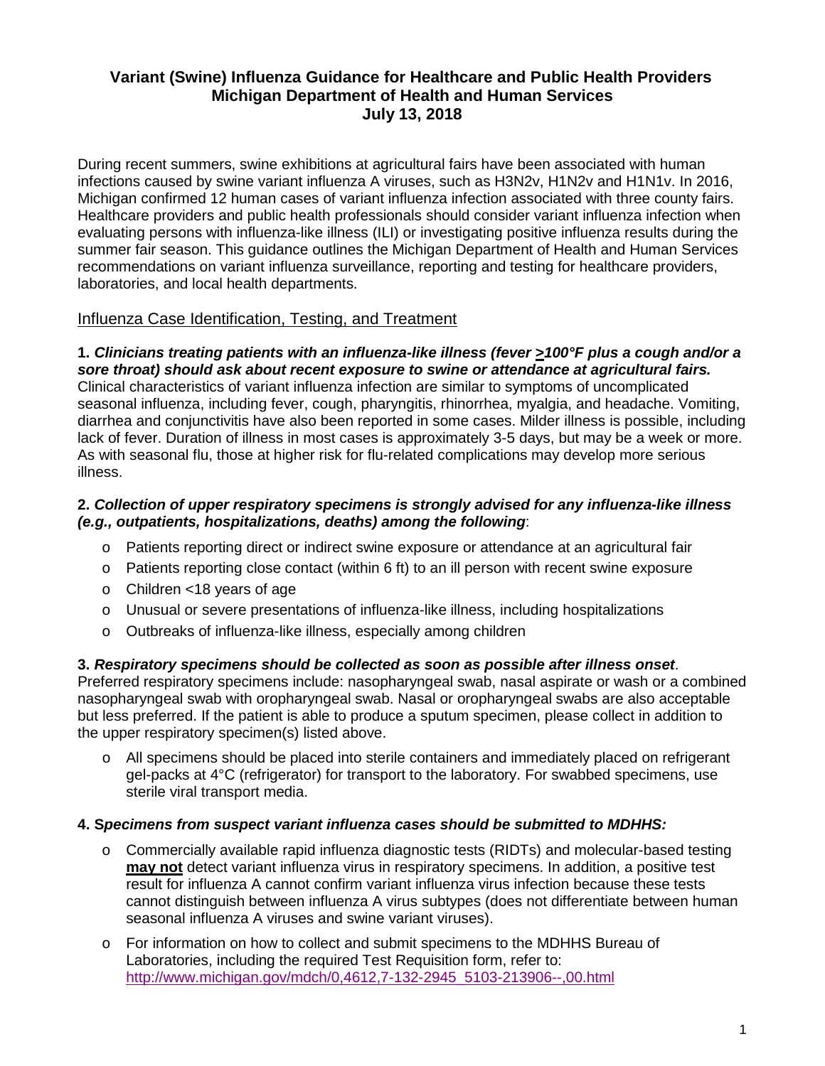# Variant (Swine) Influenza Guidance for Healthcare and Public Health Providers
# Michigan Department of Health and Human Services
# July 13, 2018

During recent summers, swine exhibitions at agricultural fairs have been associated with human infections caused by swine variant influenza A viruses, such as H3N2v, H1N2v and H1N1v. In 2016, Michigan confirmed 12 human cases of variant influenza infection associated with three county fairs. Healthcare providers and public health professionals should consider variant influenza infection when evaluating persons with influenza-like illness (ILI) or investigating positive influenza results during the summer fair season. This guidance outlines the Michigan Department of Health and Human Services recommendations on variant influenza surveillance, reporting and testing for healthcare providers, laboratories, and local health departments.

## Influenza Case Identification, Testing, and Treatment

**1. *Clinicians treating patients with an influenza-like illness (fever ≥100°F plus a cough and/or a sore throat) should ask about recent exposure to swine or attendance at agricultural fairs.***
Clinical characteristics of variant influenza infection are similar to symptoms of uncomplicated seasonal influenza, including fever, cough, pharyngitis, rhinorrhea, myalgia, and headache. Vomiting, diarrhea and conjunctivitis have also been reported in some cases. Milder illness is possible, including lack of fever. Duration of illness in most cases is approximately 3-5 days, but may be a week or more. As with seasonal flu, those at higher risk for flu-related complications may develop more serious illness.

**2. *Collection of upper respiratory specimens is strongly advised for any influenza-like illness (e.g., outpatients, hospitalizations, deaths) among the following*:**

- Patients reporting direct or indirect swine exposure or attendance at an agricultural fair
- Patients reporting close contact (within 6 ft) to an ill person with recent swine exposure
- Children <18 years of age
- Unusual or severe presentations of influenza-like illness, including hospitalizations
- Outbreaks of influenza-like illness, especially among children

**3. *Respiratory specimens should be collected as soon as possible after illness onset*.**
Preferred respiratory specimens include: nasopharyngeal swab, nasal aspirate or wash or a combined nasopharyngeal swab with oropharyngeal swab. Nasal or oropharyngeal swabs are also acceptable but less preferred. If the patient is able to produce a sputum specimen, please collect in addition to the upper respiratory specimen(s) listed above.

- All specimens should be placed into sterile containers and immediately placed on refrigerant gel-packs at 4°C (refrigerator) for transport to the laboratory. For swabbed specimens, use sterile viral transport media.

**4. S*pecimens from suspect variant influenza cases should be submitted to MDHHS:***

- Commercially available rapid influenza diagnostic tests (RIDTs) and molecular-based testing **may not** detect variant influenza virus in respiratory specimens. In addition, a positive test result for influenza A cannot confirm variant influenza virus infection because these tests cannot distinguish between influenza A virus subtypes (does not differentiate between human seasonal influenza A viruses and swine variant viruses).
- For information on how to collect and submit specimens to the MDHHS Bureau of Laboratories, including the required Test Requisition form, refer to: http://www.michigan.gov/mdch/0,4612,7-132-2945_5103-213906--,00.html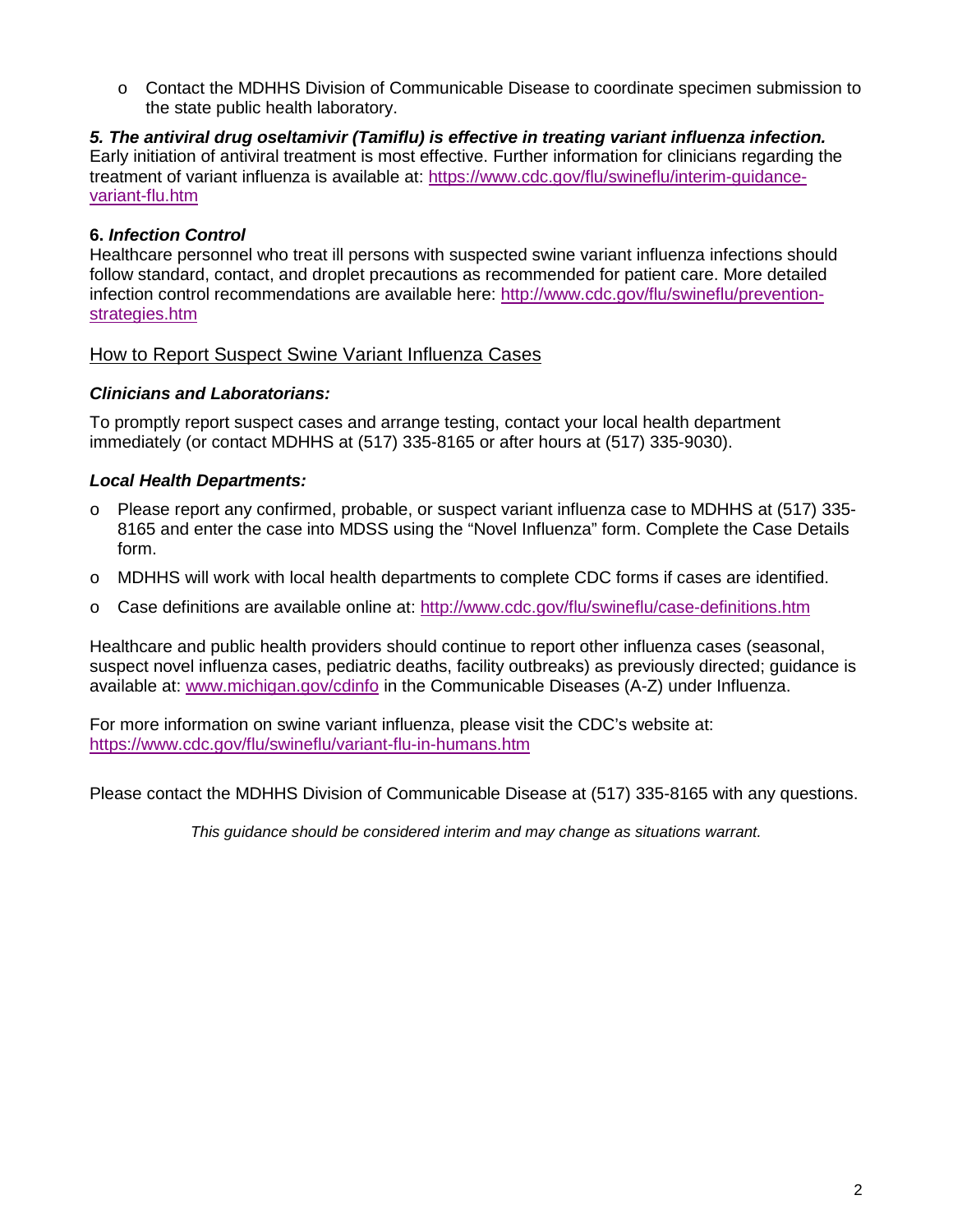- Contact the MDHHS Division of Communicable Disease to coordinate specimen submission to the state public health laboratory.

***5. The antiviral drug oseltamivir (Tamiflu) is effective in treating variant influenza infection.***
Early initiation of antiviral treatment is most effective. Further information for clinicians regarding the treatment of variant influenza is available at: https://www.cdc.gov/flu/swineflu/interim-guidance-variant-flu.htm

**6. *Infection Control***
Healthcare personnel who treat ill persons with suspected swine variant influenza infections should follow standard, contact, and droplet precautions as recommended for patient care. More detailed infection control recommendations are available here: http://www.cdc.gov/flu/swineflu/prevention-strategies.htm

## How to Report Suspect Swine Variant Influenza Cases

***Clinicians and Laboratorians:***

To promptly report suspect cases and arrange testing, contact your local health department immediately (or contact MDHHS at (517) 335-8165 or after hours at (517) 335-9030).

***Local Health Departments:***

- Please report any confirmed, probable, or suspect variant influenza case to MDHHS at (517) 335-8165 and enter the case into MDSS using the "Novel Influenza" form. Complete the Case Details form.
- MDHHS will work with local health departments to complete CDC forms if cases are identified.
- Case definitions are available online at: http://www.cdc.gov/flu/swineflu/case-definitions.htm

Healthcare and public health providers should continue to report other influenza cases (seasonal, suspect novel influenza cases, pediatric deaths, facility outbreaks) as previously directed; guidance is available at: www.michigan.gov/cdinfo in the Communicable Diseases (A-Z) under Influenza.

For more information on swine variant influenza, please visit the CDC's website at: https://www.cdc.gov/flu/swineflu/variant-flu-in-humans.htm

Please contact the MDHHS Division of Communicable Disease at (517) 335-8165 with any questions.

*This guidance should be considered interim and may change as situations warrant.*